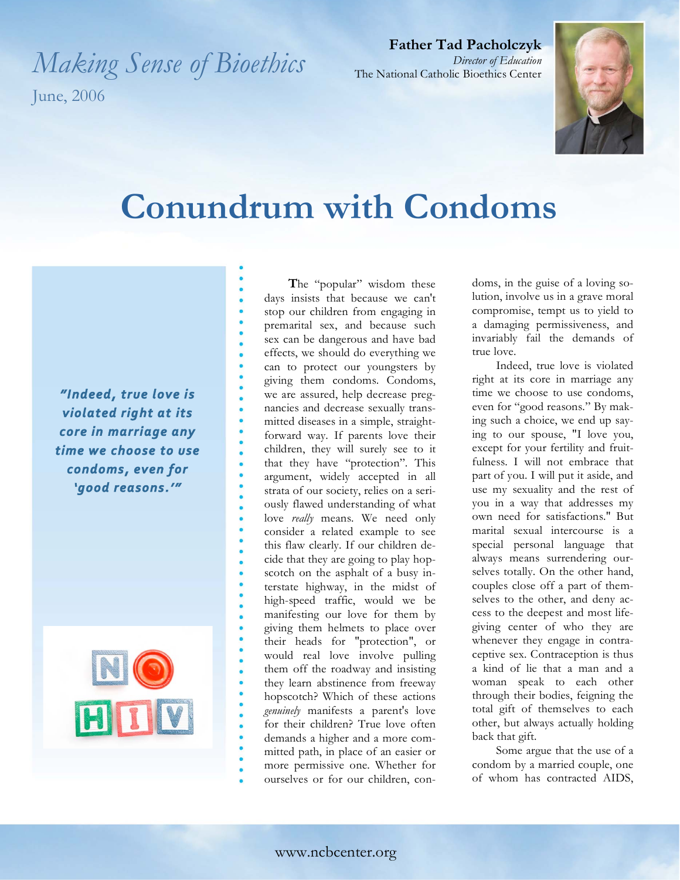# Making Sense of Bioethics

June, 2006

**Father Tad Pacholczyk**
*Director of Education*
The National Catholic Bioethics Center

# Conundrum with Condoms

> *"Indeed, true love is violated right at its core in marriage any time we choose to use condoms, even for 'good reasons.'"*

The "popular" wisdom these days insists that because we can't stop our children from engaging in premarital sex, and because such sex can be dangerous and have bad effects, we should do everything we can to protect our youngsters by giving them condoms. Condoms, we are assured, help decrease pregnancies and decrease sexually transmitted diseases in a simple, straightforward way. If parents love their children, they will surely see to it that they have "protection". This argument, widely accepted in all strata of our society, relies on a seriously flawed understanding of what love *really* means. We need only consider a related example to see this flaw clearly. If our children decide that they are going to play hopscotch on the asphalt of a busy interstate highway, in the midst of high-speed traffic, would we be manifesting our love for them by giving them helmets to place over their heads for "protection", or would real love involve pulling them off the roadway and insisting they learn abstinence from freeway hopscotch? Which of these actions *genuinely* manifests a parent's love for their children? True love often demands a higher and a more committed path, in place of an easier or more permissive one. Whether for ourselves or for our children, condoms, in the guise of a loving solution, involve us in a grave moral compromise, tempt us to yield to a damaging permissiveness, and invariably fail the demands of true love.

Indeed, true love is violated right at its core in marriage any time we choose to use condoms, even for "good reasons." By making such a choice, we end up saying to our spouse, "I love you, except for your fertility and fruitfulness. I will not embrace that part of you. I will put it aside, and use my sexuality and the rest of you in a way that addresses my own need for satisfactions." But marital sexual intercourse is a special personal language that always means surrendering ourselves totally. On the other hand, couples close off a part of themselves to the other, and deny access to the deepest and most life-giving center of who they are whenever they engage in contraceptive sex. Contraception is thus a kind of lie that a man and a woman speak to each other through their bodies, feigning the total gift of themselves to each other, but always actually holding back that gift.

Some argue that the use of a condom by a married couple, one of whom has contracted AIDS,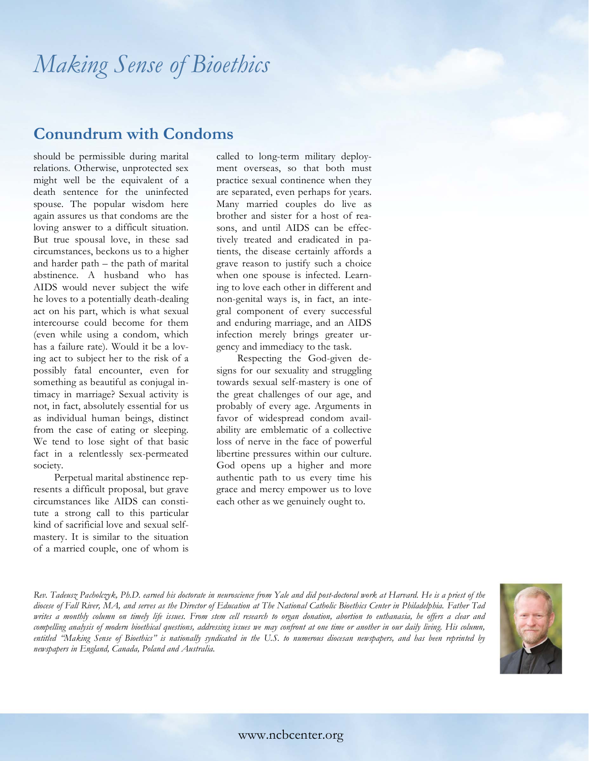# *Making Sense of Bioethics*

## Conundrum with Condoms

should be permissible during marital relations. Otherwise, unprotected sex might well be the equivalent of a death sentence for the uninfected spouse. The popular wisdom here again assures us that condoms are the loving answer to a difficult situation. But true spousal love, in these sad circumstances, beckons us to a higher and harder path – the path of marital abstinence. A husband who has AIDS would never subject the wife he loves to a potentially death-dealing act on his part, which is what sexual intercourse could become for them (even while using a condom, which has a failure rate). Would it be a loving act to subject her to the risk of a possibly fatal encounter, even for something as beautiful as conjugal intimacy in marriage? Sexual activity is not, in fact, absolutely essential for us as individual human beings, distinct from the case of eating or sleeping. We tend to lose sight of that basic fact in a relentlessly sex-permeated society.

Perpetual marital abstinence represents a difficult proposal, but grave circumstances like AIDS can constitute a strong call to this particular kind of sacrificial love and sexual self-mastery. It is similar to the situation of a married couple, one of whom is called to long-term military deployment overseas, so that both must practice sexual continence when they are separated, even perhaps for years. Many married couples do live as brother and sister for a host of reasons, and until AIDS can be effectively treated and eradicated in patients, the disease certainly affords a grave reason to justify such a choice when one spouse is infected. Learning to love each other in different and non-genital ways is, in fact, an integral component of every successful and enduring marriage, and an AIDS infection merely brings greater urgency and immediacy to the task.

Respecting the God-given designs for our sexuality and struggling towards sexual self-mastery is one of the great challenges of our age, and probably of every age. Arguments in favor of widespread condom availability are emblematic of a collective loss of nerve in the face of powerful libertine pressures within our culture. God opens up a higher and more authentic path to us every time his grace and mercy empower us to love each other as we genuinely ought to.

*Rev. Tadeusz Pacholczyk, Ph.D. earned his doctorate in neuroscience from Yale and did post-doctoral work at Harvard. He is a priest of the diocese of Fall River, MA, and serves as the Director of Education at The National Catholic Bioethics Center in Philadelphia. Father Tad writes a monthly column on timely life issues. From stem cell research to organ donation, abortion to euthanasia, he offers a clear and compelling analysis of modern bioethical questions, addressing issues we may confront at one time or another in our daily living. His column, entitled "Making Sense of Bioethics" is nationally syndicated in the U.S. to numerous diocesan newspapers, and has been reprinted by newspapers in England, Canada, Poland and Australia.*

www.ncbcenter.org